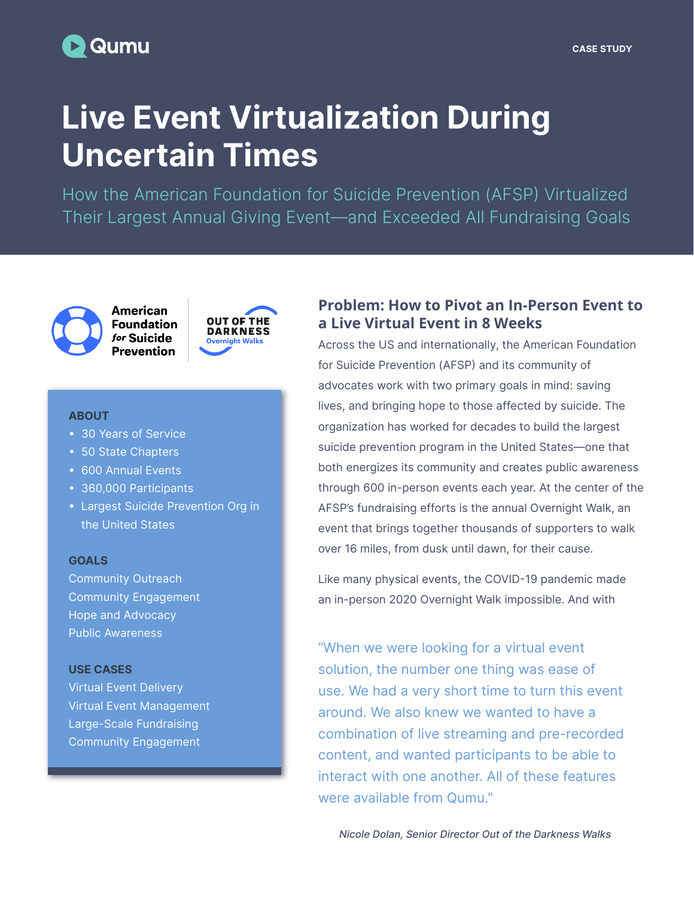Qumu

CASE STUDY

# Live Event Virtualization During Uncertain Times

## How the American Foundation for Suicide Prevention (AFSP) Virtualized Their Largest Annual Giving Event—and Exceeded All Fundraising Goals

American Foundation *for* Suicide Prevention

OUT OF THE DARKNESS Overnight Walks

**ABOUT**

- 30 Years of Service
- 50 State Chapters
- 600 Annual Events
- 360,000 Participants
- Largest Suicide Prevention Org in the United States

**GOALS**

Community Outreach
Community Engagement
Hope and Advocacy
Public Awareness

**USE CASES**

Virtual Event Delivery
Virtual Event Management
Large-Scale Fundraising
Community Engagement

### Problem: How to Pivot an In-Person Event to a Live Virtual Event in 8 Weeks

Across the US and internationally, the American Foundation for Suicide Prevention (AFSP) and its community of advocates work with two primary goals in mind: saving lives, and bringing hope to those affected by suicide. The organization has worked for decades to build the largest suicide prevention program in the United States—one that both energizes its community and creates public awareness through 600 in-person events each year. At the center of the AFSP's fundraising efforts is the annual Overnight Walk, an event that brings together thousands of supporters to walk over 16 miles, from dusk until dawn, for their cause.

Like many physical events, the COVID-19 pandemic made an in-person 2020 Overnight Walk impossible. And with

"When we were looking for a virtual event solution, the number one thing was ease of use. We had a very short time to turn this event around. We also knew we wanted to have a combination of live streaming and pre-recorded content, and wanted participants to be able to interact with one another. All of these features were available from Qumu."

*Nicole Dolan, Senior Director Out of the Darkness Walks*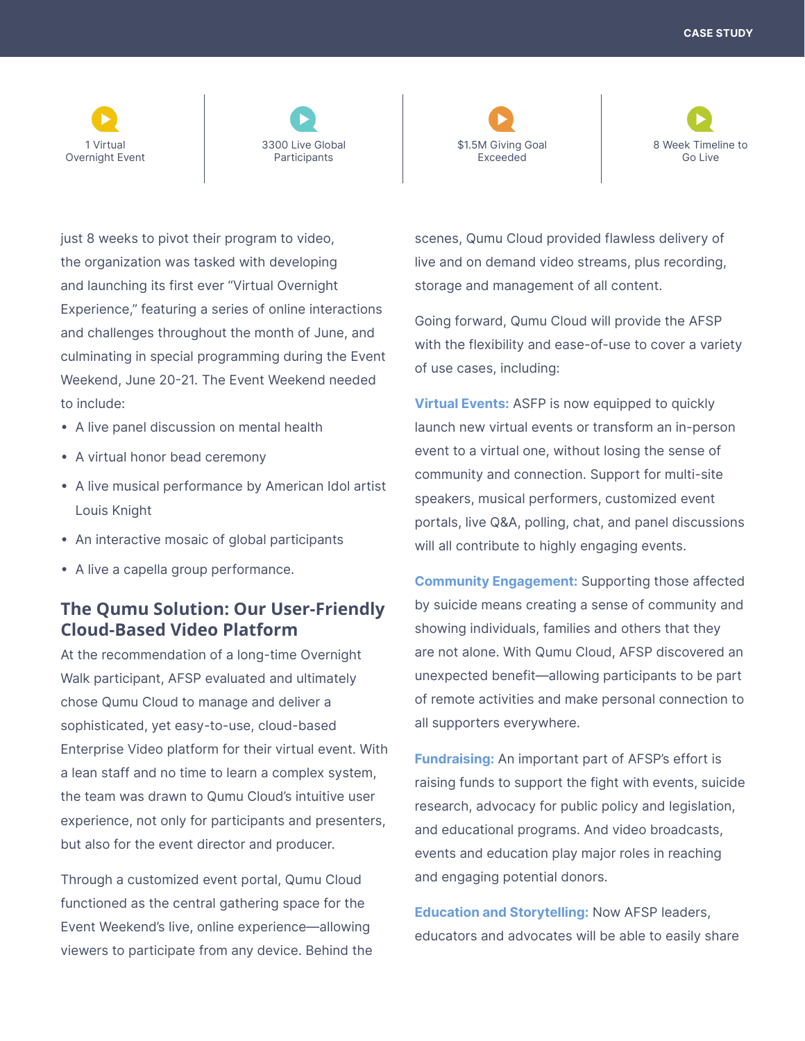1 Virtual Overnight Event

3300 Live Global Participants

$1.5M Giving Goal Exceeded

8 Week Timeline to Go Live

just 8 weeks to pivot their program to video, the organization was tasked with developing and launching its first ever "Virtual Overnight Experience," featuring a series of online interactions and challenges throughout the month of June, and culminating in special programming during the Event Weekend, June 20-21. The Event Weekend needed to include:

- A live panel discussion on mental health
- A virtual honor bead ceremony
- A live musical performance by American Idol artist Louis Knight
- An interactive mosaic of global participants
- A live a capella group performance.

## The Qumu Solution: Our User-Friendly Cloud-Based Video Platform

At the recommendation of a long-time Overnight Walk participant, AFSP evaluated and ultimately chose Qumu Cloud to manage and deliver a sophisticated, yet easy-to-use, cloud-based Enterprise Video platform for their virtual event. With a lean staff and no time to learn a complex system, the team was drawn to Qumu Cloud's intuitive user experience, not only for participants and presenters, but also for the event director and producer.

Through a customized event portal, Qumu Cloud functioned as the central gathering space for the Event Weekend's live, online experience—allowing viewers to participate from any device. Behind the scenes, Qumu Cloud provided flawless delivery of live and on demand video streams, plus recording, storage and management of all content.

Going forward, Qumu Cloud will provide the AFSP with the flexibility and ease-of-use to cover a variety of use cases, including:

**Virtual Events:** ASFP is now equipped to quickly launch new virtual events or transform an in-person event to a virtual one, without losing the sense of community and connection. Support for multi-site speakers, musical performers, customized event portals, live Q&A, polling, chat, and panel discussions will all contribute to highly engaging events.

**Community Engagement:** Supporting those affected by suicide means creating a sense of community and showing individuals, families and others that they are not alone. With Qumu Cloud, AFSP discovered an unexpected benefit—allowing participants to be part of remote activities and make personal connection to all supporters everywhere.

**Fundraising:** An important part of AFSP's effort is raising funds to support the fight with events, suicide research, advocacy for public policy and legislation, and educational programs. And video broadcasts, events and education play major roles in reaching and engaging potential donors.

**Education and Storytelling:** Now AFSP leaders, educators and advocates will be able to easily share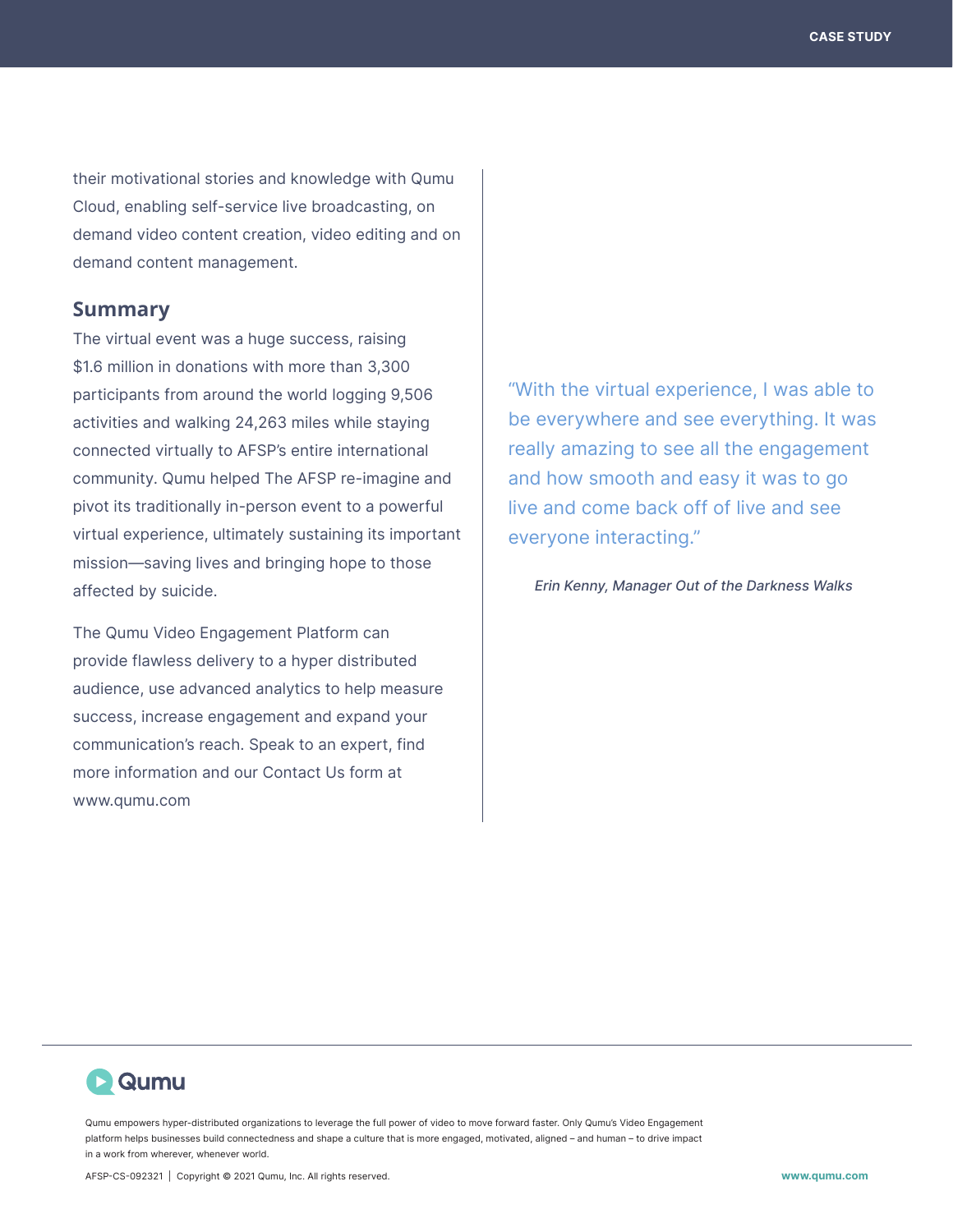their motivational stories and knowledge with Qumu Cloud, enabling self-service live broadcasting, on demand video content creation, video editing and on demand content management.

## Summary

The virtual event was a huge success, raising $1.6 million in donations with more than 3,300 participants from around the world logging 9,506 activities and walking 24,263 miles while staying connected virtually to AFSP's entire international community. Qumu helped The AFSP re-imagine and pivot its traditionally in-person event to a powerful virtual experience, ultimately sustaining its important mission—saving lives and bringing hope to those affected by suicide.

The Qumu Video Engagement Platform can provide flawless delivery to a hyper distributed audience, use advanced analytics to help measure success, increase engagement and expand your communication's reach. Speak to an expert, find more information and our Contact Us form at www.qumu.com

> "With the virtual experience, I was able to be everywhere and see everything. It was really amazing to see all the engagement and how smooth and easy it was to go live and come back off of live and see everyone interacting."
>
> *Erin Kenny, Manager Out of the Darkness Walks*

**Qumu**

Qumu empowers hyper-distributed organizations to leverage the full power of video to move forward faster. Only Qumu's Video Engagement platform helps businesses build connectedness and shape a culture that is more engaged, motivated, aligned – and human – to drive impact in a work from wherever, whenever world.

AFSP-CS-092321 | Copyright © 2021 Qumu, Inc. All rights reserved.

www.qumu.com